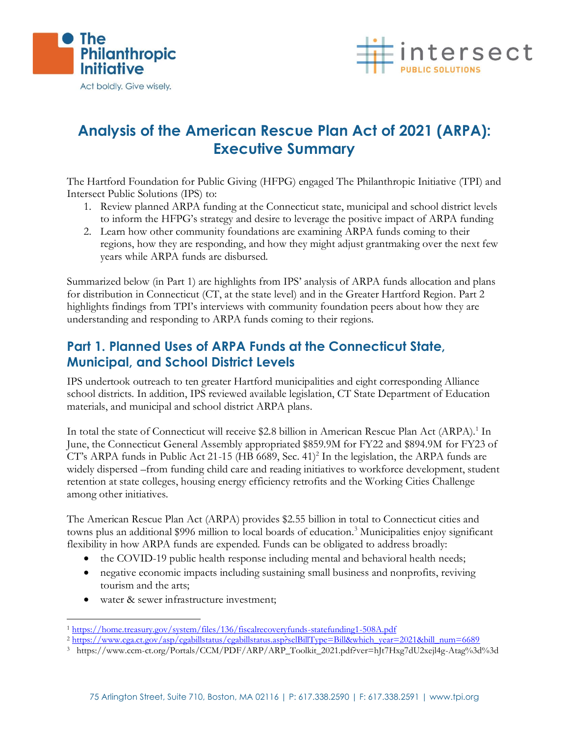# Analysis of the American Rescue Plan Act of 2021 (ARPA): Executive Summary

The Hartford Foundation for Public Giving (HFPG) engaged The Philanthropic Initiative (TPI) and Intersect Public Solutions (IPS) to:

1. Review planned ARPA funding at the Connecticut state, municipal and school district levels to inform the HFPG's strategy and desire to leverage the positive impact of ARPA funding
2. Learn how other community foundations are examining ARPA funds coming to their regions, how they are responding, and how they might adjust grantmaking over the next few years while ARPA funds are disbursed.

Summarized below (in Part 1) are highlights from IPS' analysis of ARPA funds allocation and plans for distribution in Connecticut (CT, at the state level) and in the Greater Hartford Region. Part 2 highlights findings from TPI's interviews with community foundation peers about how they are understanding and responding to ARPA funds coming to their regions.

## Part 1. Planned Uses of ARPA Funds at the Connecticut State, Municipal, and School District Levels

IPS undertook outreach to ten greater Hartford municipalities and eight corresponding Alliance school districts. In addition, IPS reviewed available legislation, CT State Department of Education materials, and municipal and school district ARPA plans.

In total the state of Connecticut will receive $2.8 billion in American Rescue Plan Act (ARPA).[1] In June, the Connecticut General Assembly appropriated $859.9M for FY22 and $894.9M for FY23 of CT's ARPA funds in Public Act 21-15 (HB 6689, Sec. 41)[2] In the legislation, the ARPA funds are widely dispersed –from funding child care and reading initiatives to workforce development, student retention at state colleges, housing energy efficiency retrofits and the Working Cities Challenge among other initiatives.

The American Rescue Plan Act (ARPA) provides $2.55 billion in total to Connecticut cities and towns plus an additional $996 million to local boards of education.[3] Municipalities enjoy significant flexibility in how ARPA funds are expended. Funds can be obligated to address broadly:

- the COVID-19 public health response including mental and behavioral health needs;
- negative economic impacts including sustaining small business and nonprofits, reviving tourism and the arts;
- water & sewer infrastructure investment;

---

[1] https://home.treasury.gov/system/files/136/fiscalrecoveryfunds-statefunding1-508A.pdf

[2] https://www.cga.ct.gov/asp/cgabillstatus/cgabillstatus.asp?selBillType=Bill&which_year=2021&bill_num=6689

[3] https://www.ccm-ct.org/Portals/CCM/PDF/ARP/ARP_Toolkit_2021.pdf?ver=hJt7Hxg7dU2xejl4g-Atag%3d%3d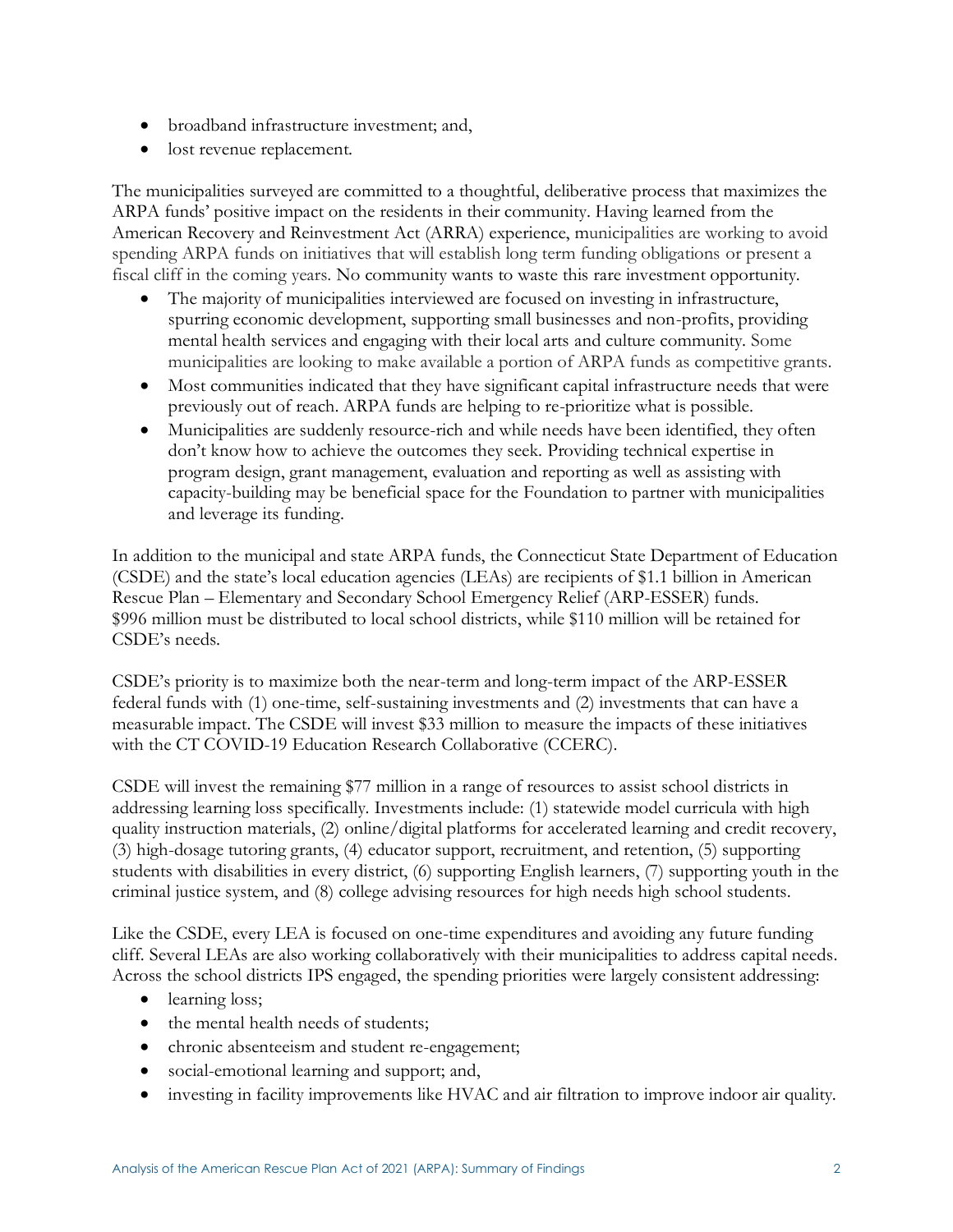- broadband infrastructure investment; and,
- lost revenue replacement.

The municipalities surveyed are committed to a thoughtful, deliberative process that maximizes the ARPA funds' positive impact on the residents in their community. Having learned from the American Recovery and Reinvestment Act (ARRA) experience, municipalities are working to avoid spending ARPA funds on initiatives that will establish long term funding obligations or present a fiscal cliff in the coming years. No community wants to waste this rare investment opportunity.

- The majority of municipalities interviewed are focused on investing in infrastructure, spurring economic development, supporting small businesses and non-profits, providing mental health services and engaging with their local arts and culture community. Some municipalities are looking to make available a portion of ARPA funds as competitive grants.
- Most communities indicated that they have significant capital infrastructure needs that were previously out of reach. ARPA funds are helping to re-prioritize what is possible.
- Municipalities are suddenly resource-rich and while needs have been identified, they often don't know how to achieve the outcomes they seek. Providing technical expertise in program design, grant management, evaluation and reporting as well as assisting with capacity-building may be beneficial space for the Foundation to partner with municipalities and leverage its funding.

In addition to the municipal and state ARPA funds, the Connecticut State Department of Education (CSDE) and the state's local education agencies (LEAs) are recipients of $1.1 billion in American Rescue Plan – Elementary and Secondary School Emergency Relief (ARP-ESSER) funds. $996 million must be distributed to local school districts, while $110 million will be retained for CSDE's needs.

CSDE's priority is to maximize both the near-term and long-term impact of the ARP-ESSER federal funds with (1) one-time, self-sustaining investments and (2) investments that can have a measurable impact. The CSDE will invest $33 million to measure the impacts of these initiatives with the CT COVID-19 Education Research Collaborative (CCERC).

CSDE will invest the remaining $77 million in a range of resources to assist school districts in addressing learning loss specifically. Investments include: (1) statewide model curricula with high quality instruction materials, (2) online/digital platforms for accelerated learning and credit recovery, (3) high-dosage tutoring grants, (4) educator support, recruitment, and retention, (5) supporting students with disabilities in every district, (6) supporting English learners, (7) supporting youth in the criminal justice system, and (8) college advising resources for high needs high school students.

Like the CSDE, every LEA is focused on one-time expenditures and avoiding any future funding cliff. Several LEAs are also working collaboratively with their municipalities to address capital needs. Across the school districts IPS engaged, the spending priorities were largely consistent addressing:

- learning loss;
- the mental health needs of students;
- chronic absenteeism and student re-engagement;
- social-emotional learning and support; and,
- investing in facility improvements like HVAC and air filtration to improve indoor air quality.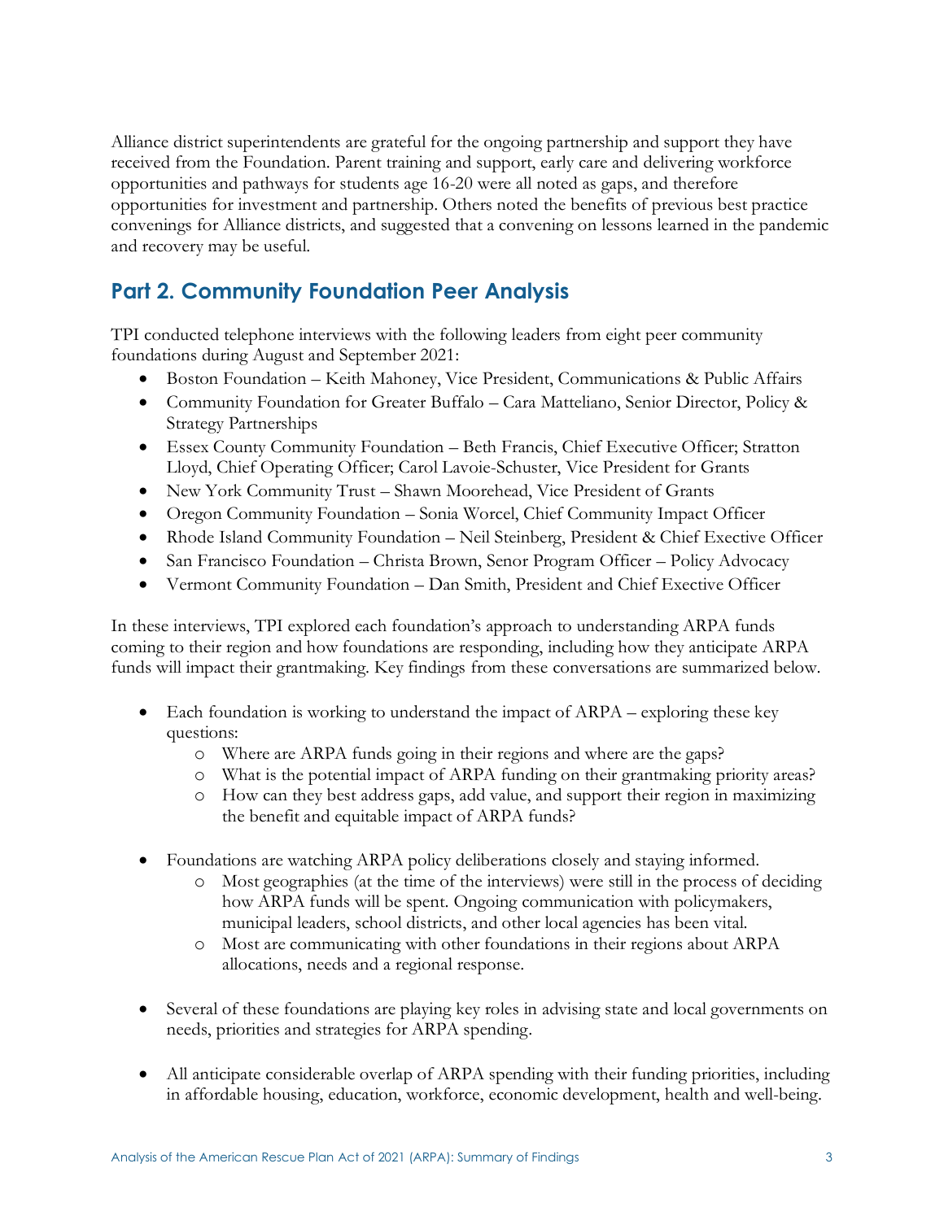Alliance district superintendents are grateful for the ongoing partnership and support they have received from the Foundation. Parent training and support, early care and delivering workforce opportunities and pathways for students age 16-20 were all noted as gaps, and therefore opportunities for investment and partnership. Others noted the benefits of previous best practice convenings for Alliance districts, and suggested that a convening on lessons learned in the pandemic and recovery may be useful.

## Part 2. Community Foundation Peer Analysis

TPI conducted telephone interviews with the following leaders from eight peer community foundations during August and September 2021:

- Boston Foundation – Keith Mahoney, Vice President, Communications & Public Affairs
- Community Foundation for Greater Buffalo – Cara Matteliano, Senior Director, Policy & Strategy Partnerships
- Essex County Community Foundation – Beth Francis, Chief Executive Officer; Stratton Lloyd, Chief Operating Officer; Carol Lavoie-Schuster, Vice President for Grants
- New York Community Trust – Shawn Moorehead, Vice President of Grants
- Oregon Community Foundation – Sonia Worcel, Chief Community Impact Officer
- Rhode Island Community Foundation – Neil Steinberg, President & Chief Executive Officer
- San Francisco Foundation – Christa Brown, Senor Program Officer – Policy Advocacy
- Vermont Community Foundation – Dan Smith, President and Chief Executive Officer

In these interviews, TPI explored each foundation's approach to understanding ARPA funds coming to their region and how foundations are responding, including how they anticipate ARPA funds will impact their grantmaking. Key findings from these conversations are summarized below.

- Each foundation is working to understand the impact of ARPA – exploring these key questions:
  - Where are ARPA funds going in their regions and where are the gaps?
  - What is the potential impact of ARPA funding on their grantmaking priority areas?
  - How can they best address gaps, add value, and support their region in maximizing the benefit and equitable impact of ARPA funds?

- Foundations are watching ARPA policy deliberations closely and staying informed.
  - Most geographies (at the time of the interviews) were still in the process of deciding how ARPA funds will be spent. Ongoing communication with policymakers, municipal leaders, school districts, and other local agencies has been vital.
  - Most are communicating with other foundations in their regions about ARPA allocations, needs and a regional response.

- Several of these foundations are playing key roles in advising state and local governments on needs, priorities and strategies for ARPA spending.

- All anticipate considerable overlap of ARPA spending with their funding priorities, including in affordable housing, education, workforce, economic development, health and well-being.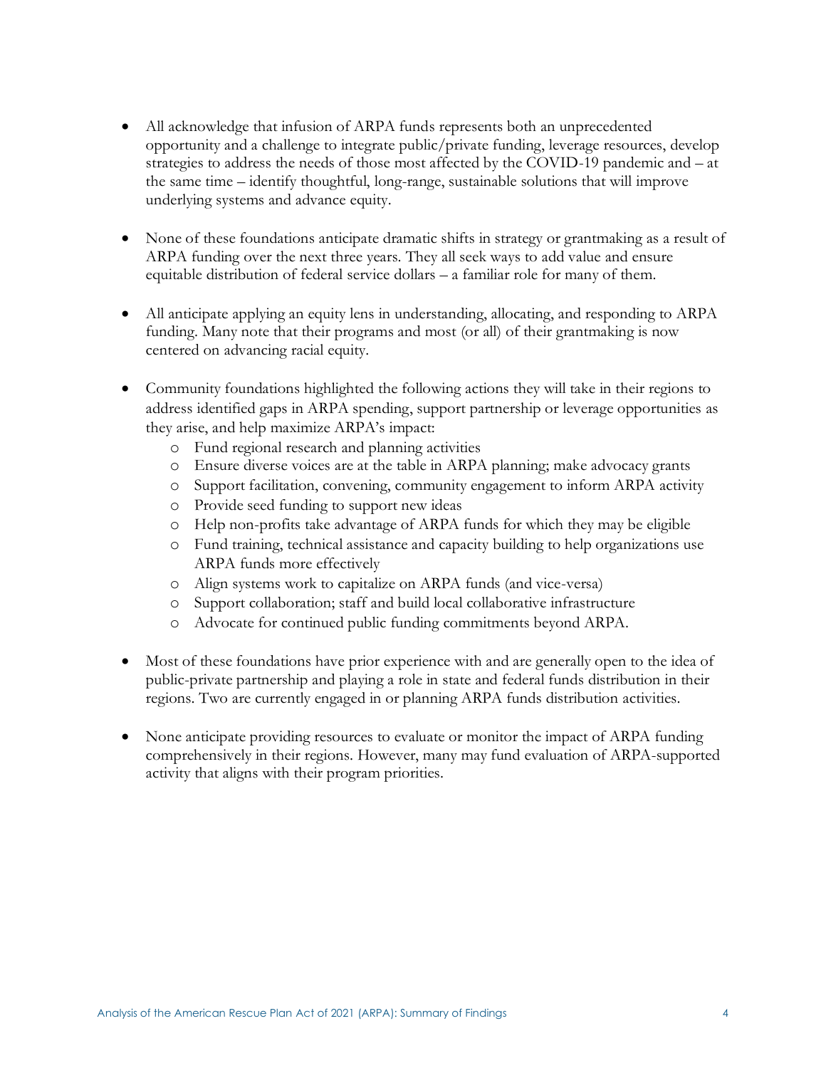- All acknowledge that infusion of ARPA funds represents both an unprecedented opportunity and a challenge to integrate public/private funding, leverage resources, develop strategies to address the needs of those most affected by the COVID-19 pandemic and – at the same time – identify thoughtful, long-range, sustainable solutions that will improve underlying systems and advance equity.

- None of these foundations anticipate dramatic shifts in strategy or grantmaking as a result of ARPA funding over the next three years. They all seek ways to add value and ensure equitable distribution of federal service dollars – a familiar role for many of them.

- All anticipate applying an equity lens in understanding, allocating, and responding to ARPA funding. Many note that their programs and most (or all) of their grantmaking is now centered on advancing racial equity.

- Community foundations highlighted the following actions they will take in their regions to address identified gaps in ARPA spending, support partnership or leverage opportunities as they arise, and help maximize ARPA's impact:
    - Fund regional research and planning activities
    - Ensure diverse voices are at the table in ARPA planning; make advocacy grants
    - Support facilitation, convening, community engagement to inform ARPA activity
    - Provide seed funding to support new ideas
    - Help non-profits take advantage of ARPA funds for which they may be eligible
    - Fund training, technical assistance and capacity building to help organizations use ARPA funds more effectively
    - Align systems work to capitalize on ARPA funds (and vice-versa)
    - Support collaboration; staff and build local collaborative infrastructure
    - Advocate for continued public funding commitments beyond ARPA.

- Most of these foundations have prior experience with and are generally open to the idea of public-private partnership and playing a role in state and federal funds distribution in their regions. Two are currently engaged in or planning ARPA funds distribution activities.

- None anticipate providing resources to evaluate or monitor the impact of ARPA funding comprehensively in their regions. However, many may fund evaluation of ARPA-supported activity that aligns with their program priorities.